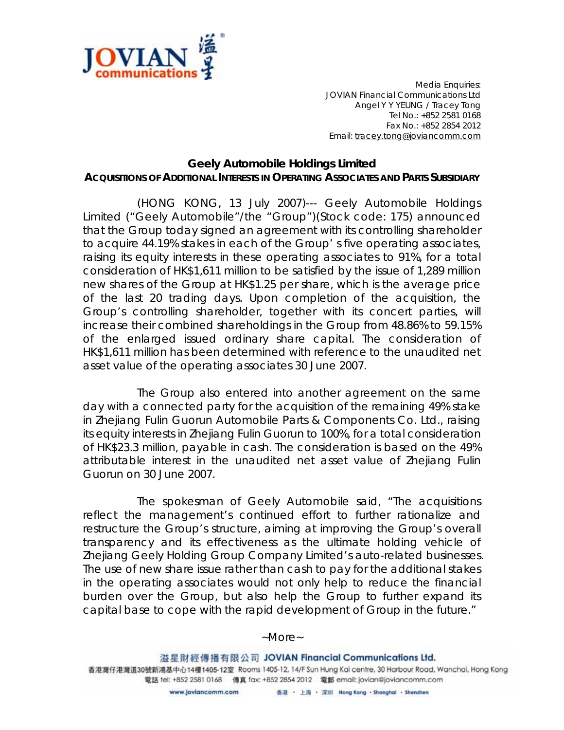Media Enquiries:
JOVIAN Financial Communications Ltd
Angel Y Y YEUNG / Tracey Tong
Tel No.: +852 2581 0168
Fax No.: +852 2854 2012
Email: tracey.tong@joviancomm.com

# Geely Automobile Holdings Limited

## ACQUISITIONS OF ADDITIONAL INTERESTS IN OPERATING ASSOCIATES AND PARTS SUBSIDIARY

(HONG KONG, 13 July 2007)--- Geely Automobile Holdings Limited ("Geely Automobile"/the "Group")(Stock code: 175) announced that the Group today signed an agreement with its controlling shareholder to acquire 44.19% stakes in each of the Group' s five operating associates, raising its equity interests in these operating associates to 91%, for a total consideration of HK$1,611 million to be satisfied by the issue of 1,289 million new shares of the Group at HK$1.25 per share, which is the average price of the last 20 trading days. Upon completion of the acquisition, the Group's controlling shareholder, together with its concert parties, will increase their combined shareholdings in the Group from 48.86% to 59.15% of the enlarged issued ordinary share capital. The consideration of HK$1,611 million has been determined with reference to the unaudited net asset value of the operating associates 30 June 2007.

The Group also entered into another agreement on the same day with a connected party for the acquisition of the remaining 49% stake in Zhejiang Fulin Guorun Automobile Parts & Components Co. Ltd., raising its equity interests in Zhejiang Fulin Guorun to 100%, for a total consideration of HK$23.3 million, payable in cash. The consideration is based on the 49% attributable interest in the unaudited net asset value of Zhejiang Fulin Guorun on 30 June 2007.

The spokesman of Geely Automobile said, "The acquisitions reflect the management's continued effort to further rationalize and restructure the Group's structure, aiming at improving the Group's overall transparency and its effectiveness as the ultimate holding vehicle of Zhejiang Geely Holding Group Company Limited's auto-related businesses. The use of new share issue rather than cash to pay for the additional stakes in the operating associates would not only help to reduce the financial burden over the Group, but also help the Group to further expand its capital base to cope with the rapid development of Group in the future."

~More~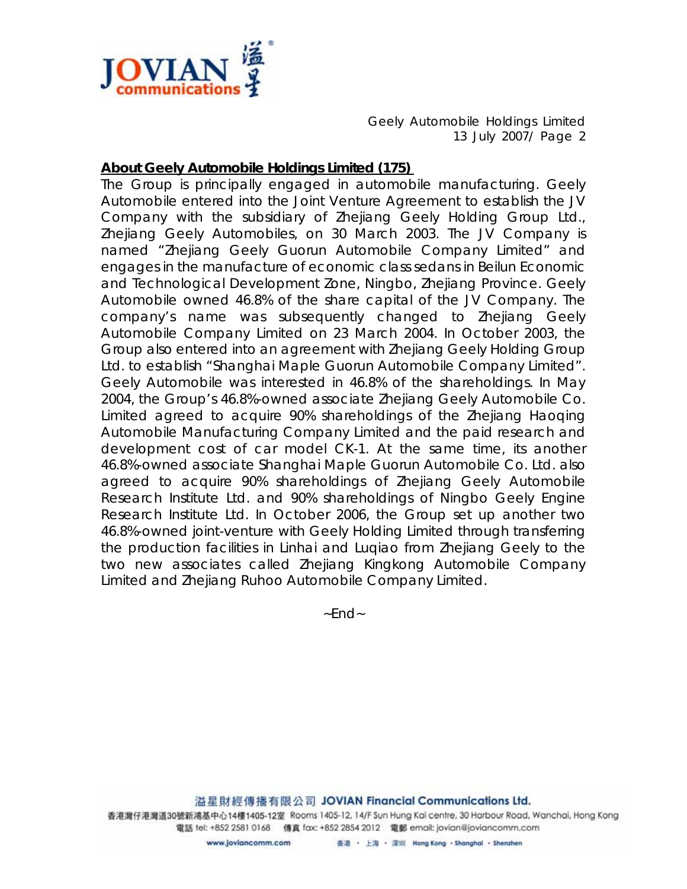**About Geely Automobile Holdings Limited (175)**

The Group is principally engaged in automobile manufacturing. Geely Automobile entered into the Joint Venture Agreement to establish the JV Company with the subsidiary of Zhejiang Geely Holding Group Ltd., Zhejiang Geely Automobiles, on 30 March 2003. The JV Company is named "Zhejiang Geely Guorun Automobile Company Limited" and engages in the manufacture of economic class sedans in Beilun Economic and Technological Development Zone, Ningbo, Zhejiang Province. Geely Automobile owned 46.8% of the share capital of the JV Company. The company's name was subsequently changed to Zhejiang Geely Automobile Company Limited on 23 March 2004. In October 2003, the Group also entered into an agreement with Zhejiang Geely Holding Group Ltd. to establish "Shanghai Maple Guorun Automobile Company Limited". Geely Automobile was interested in 46.8% of the shareholdings. In May 2004, the Group's 46.8%-owned associate Zhejiang Geely Automobile Co. Limited agreed to acquire 90% shareholdings of the Zhejiang Haoqing Automobile Manufacturing Company Limited and the paid research and development cost of car model CK-1. At the same time, its another 46.8%-owned associate Shanghai Maple Guorun Automobile Co. Ltd. also agreed to acquire 90% shareholdings of Zhejiang Geely Automobile Research Institute Ltd. and 90% shareholdings of Ningbo Geely Engine Research Institute Ltd. In October 2006, the Group set up another two 46.8%-owned joint-venture with Geely Holding Limited through transferring the production facilities in Linhai and Luqiao from Zhejiang Geely to the two new associates called Zhejiang Kingkong Automobile Company Limited and Zhejiang Ruhoo Automobile Company Limited.

~End~